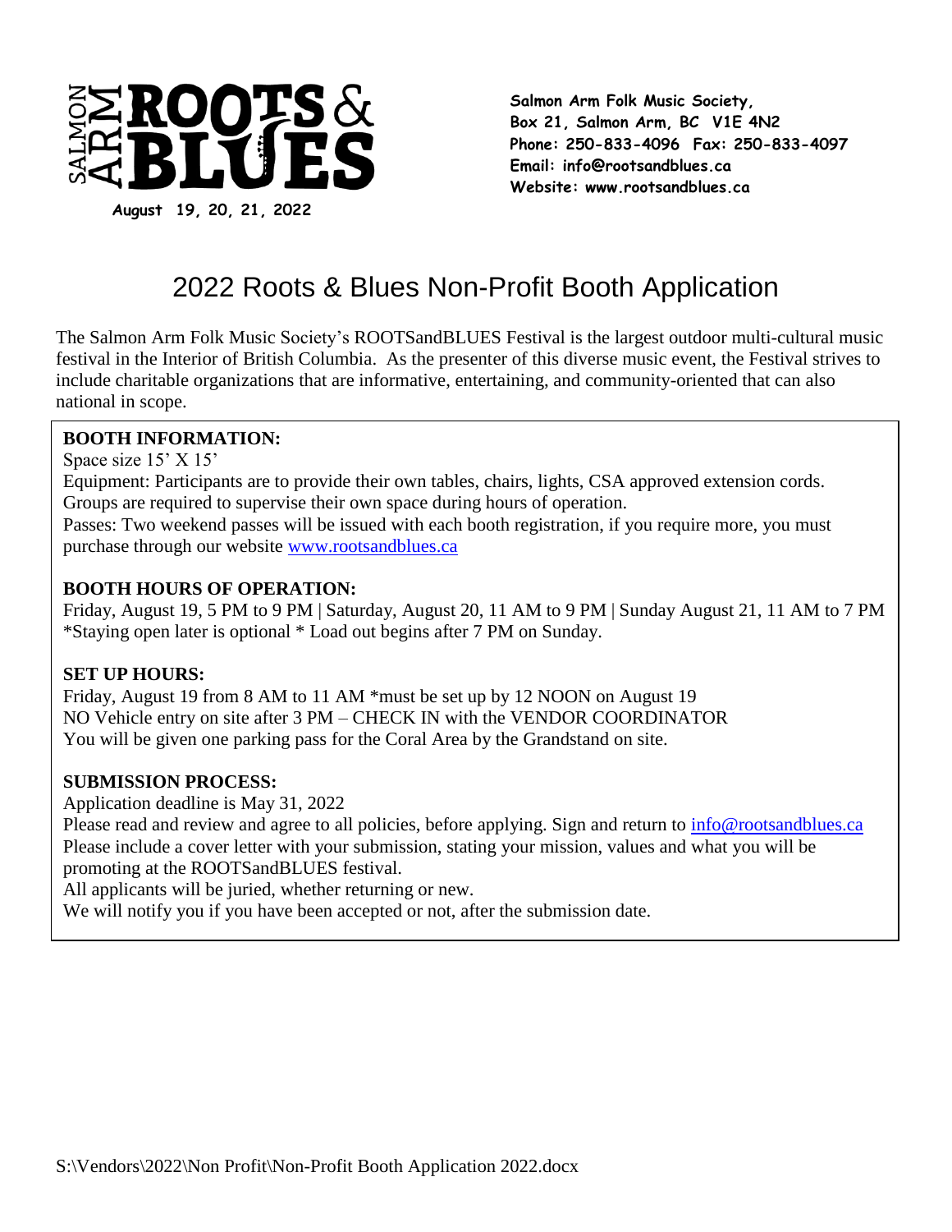SALMON ARM **ROOTS & BLUES**

**August 19, 20, 21, 2022**

**Salmon Arm Folk Music Society,**
**Box 21, Salmon Arm, BC V1E 4N2**
**Phone: 250-833-4096 Fax: 250-833-4097**
**Email: info@rootsandblues.ca**
**Website: www.rootsandblues.ca**

# 2022 Roots & Blues Non-Profit Booth Application

The Salmon Arm Folk Music Society's ROOTSandBLUES Festival is the largest outdoor multi-cultural music festival in the Interior of British Columbia. As the presenter of this diverse music event, the Festival strives to include charitable organizations that are informative, entertaining, and community-oriented that can also national in scope.

**BOOTH INFORMATION:**

Space size 15' X 15'

Equipment: Participants are to provide their own tables, chairs, lights, CSA approved extension cords. Groups are required to supervise their own space during hours of operation.

Passes: Two weekend passes will be issued with each booth registration, if you require more, you must purchase through our website www.rootsandblues.ca

**BOOTH HOURS OF OPERATION:**

Friday, August 19, 5 PM to 9 PM | Saturday, August 20, 11 AM to 9 PM | Sunday August 21, 11 AM to 7 PM
*Staying open later is optional * Load out begins after 7 PM on Sunday.

**SET UP HOURS:**

Friday, August 19 from 8 AM to 11 AM *must be set up by 12 NOON on August 19
NO Vehicle entry on site after 3 PM – CHECK IN with the VENDOR COORDINATOR
You will be given one parking pass for the Coral Area by the Grandstand on site.

**SUBMISSION PROCESS:**

Application deadline is May 31, 2022

Please read and review and agree to all policies, before applying. Sign and return to info@rootsandblues.ca

Please include a cover letter with your submission, stating your mission, values and what you will be promoting at the ROOTSandBLUES festival.

All applicants will be juried, whether returning or new.

We will notify you if you have been accepted or not, after the submission date.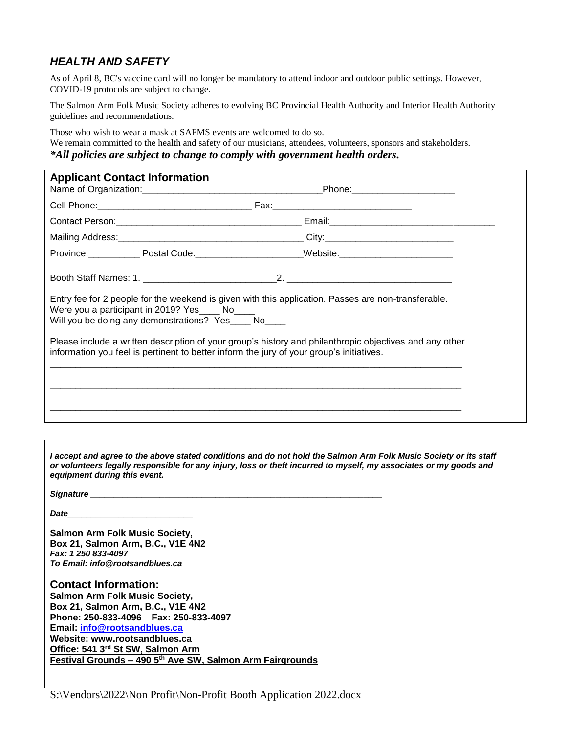## *HEALTH AND SAFETY*

As of April 8, BC's vaccine card will no longer be mandatory to attend indoor and outdoor public settings. However, COVID-19 protocols are subject to change.

The Salmon Arm Folk Music Society adheres to evolving BC Provincial Health Authority and Interior Health Authority guidelines and recommendations.

Those who wish to wear a mask at SAFMS events are welcomed to do so.
We remain committed to the health and safety of our musicians, attendees, volunteers, sponsors and stakeholders.
***\*All policies are subject to change to comply with government health orders.***

## Applicant Contact Information

Name of Organization:___________________________________Phone:____________________

Cell Phone:______________________________ Fax:____________________________

Contact Person:____________________________________ Email:________________________________

Mailing Address:____________________________________ City:_________________________

Province:__________ Postal Code:_____________________Website:______________________

Booth Staff Names: 1. _________________________2. _______________________________

Entry fee for 2 people for the weekend is given with this application. Passes are non-transferable.
Were you a participant in 2019? Yes____ No____
Will you be doing any demonstrations? Yes____ No____

Please include a written description of your group's history and philanthropic objectives and any other information you feel is pertinent to better inform the jury of your group's initiatives.

_________________________________________________________________________________

_________________________________________________________________________________

_________________________________________________________________________________

***I accept and agree to the above stated conditions and do not hold the Salmon Arm Folk Music Society or its staff or volunteers legally responsible for any injury, loss or theft incurred to myself, my associates or my goods and equipment during this event.***

***Signature*** _______________________________________________________________

***Date***__________________________

**Salmon Arm Folk Music Society,**
**Box 21, Salmon Arm, B.C., V1E 4N2**
***Fax: 1 250 833-4097***
***To Email: info@rootsandblues.ca***

### Contact Information:

**Salmon Arm Folk Music Society,**
**Box 21, Salmon Arm, B.C., V1E 4N2**
**Phone: 250-833-4096 Fax: 250-833-4097**
**Email: info@rootsandblues.ca**
**Website: www.rootsandblues.ca**
**Office: 541 3rd St SW, Salmon Arm**
**Festival Grounds – 490 5th Ave SW, Salmon Arm Fairgrounds**

S:\Vendors\2022\Non Profit\Non-Profit Booth Application 2022.docx